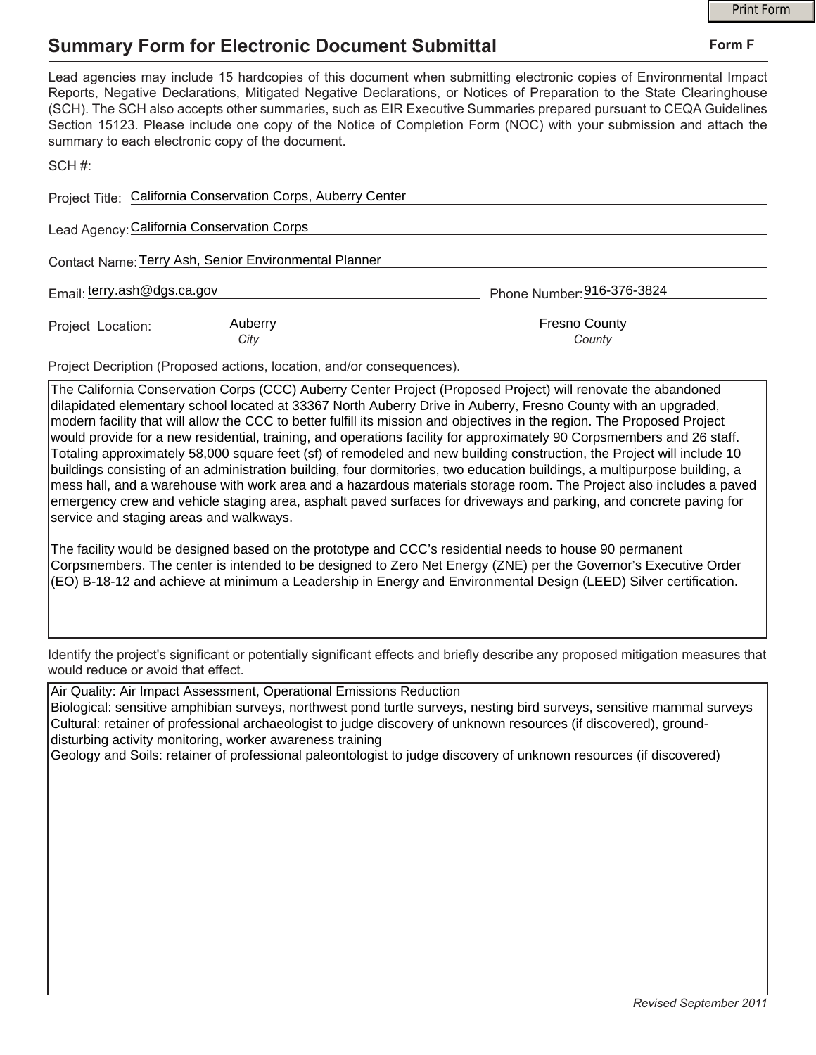# Summary Form for Electronic Document Submittal

**Form F**

Lead agencies may include 15 hardcopies of this document when submitting electronic copies of Environmental Impact Reports, Negative Declarations, Mitigated Negative Declarations, or Notices of Preparation to the State Clearinghouse (SCH). The SCH also accepts other summaries, such as EIR Executive Summaries prepared pursuant to CEQA Guidelines Section 15123. Please include one copy of the Notice of Completion Form (NOC) with your submission and attach the summary to each electronic copy of the document.

SCH #: 

Project Title: California Conservation Corps, Auberry Center

Lead Agency: California Conservation Corps

Contact Name: Terry Ash, Senior Environmental Planner

Email: terry.ash@dgs.ca.gov

Phone Number: 916-376-3824

Project Location: Auberry (*City*) Fresno County (*County*)

Project Decription (Proposed actions, location, and/or consequences).

The California Conservation Corps (CCC) Auberry Center Project (Proposed Project) will renovate the abandoned dilapidated elementary school located at 33367 North Auberry Drive in Auberry, Fresno County with an upgraded, modern facility that will allow the CCC to better fulfill its mission and objectives in the region. The Proposed Project would provide for a new residential, training, and operations facility for approximately 90 Corpsmembers and 26 staff. Totaling approximately 58,000 square feet (sf) of remodeled and new building construction, the Project will include 10 buildings consisting of an administration building, four dormitories, two education buildings, a multipurpose building, a mess hall, and a warehouse with work area and a hazardous materials storage room. The Project also includes a paved emergency crew and vehicle staging area, asphalt paved surfaces for driveways and parking, and concrete paving for service and staging areas and walkways.

The facility would be designed based on the prototype and CCC's residential needs to house 90 permanent Corpsmembers. The center is intended to be designed to Zero Net Energy (ZNE) per the Governor's Executive Order (EO) B-18-12 and achieve at minimum a Leadership in Energy and Environmental Design (LEED) Silver certification.

Identify the project's significant or potentially significant effects and briefly describe any proposed mitigation measures that would reduce or avoid that effect.

Air Quality: Air Impact Assessment, Operational Emissions Reduction
Biological: sensitive amphibian surveys, northwest pond turtle surveys, nesting bird surveys, sensitive mammal surveys
Cultural: retainer of professional archaeologist to judge discovery of unknown resources (if discovered), ground-disturbing activity monitoring, worker awareness training
Geology and Soils: retainer of professional paleontologist to judge discovery of unknown resources (if discovered)

*Revised September 2011*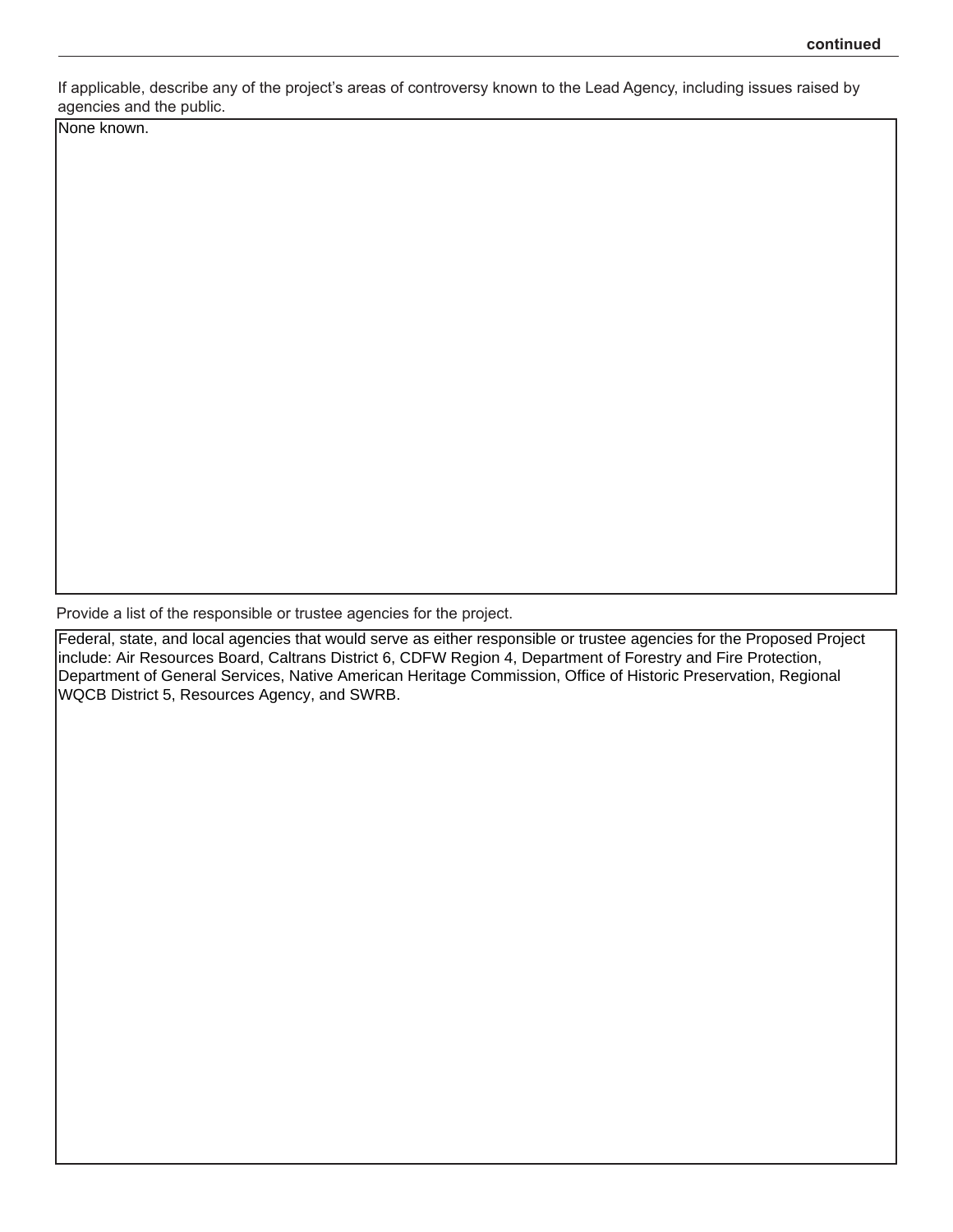**continued**

If applicable, describe any of the project's areas of controversy known to the Lead Agency, including issues raised by agencies and the public.

None known.

Provide a list of the responsible or trustee agencies for the project.

Federal, state, and local agencies that would serve as either responsible or trustee agencies for the Proposed Project include: Air Resources Board, Caltrans District 6, CDFW Region 4, Department of Forestry and Fire Protection, Department of General Services, Native American Heritage Commission, Office of Historic Preservation, Regional WQCB District 5, Resources Agency, and SWRB.